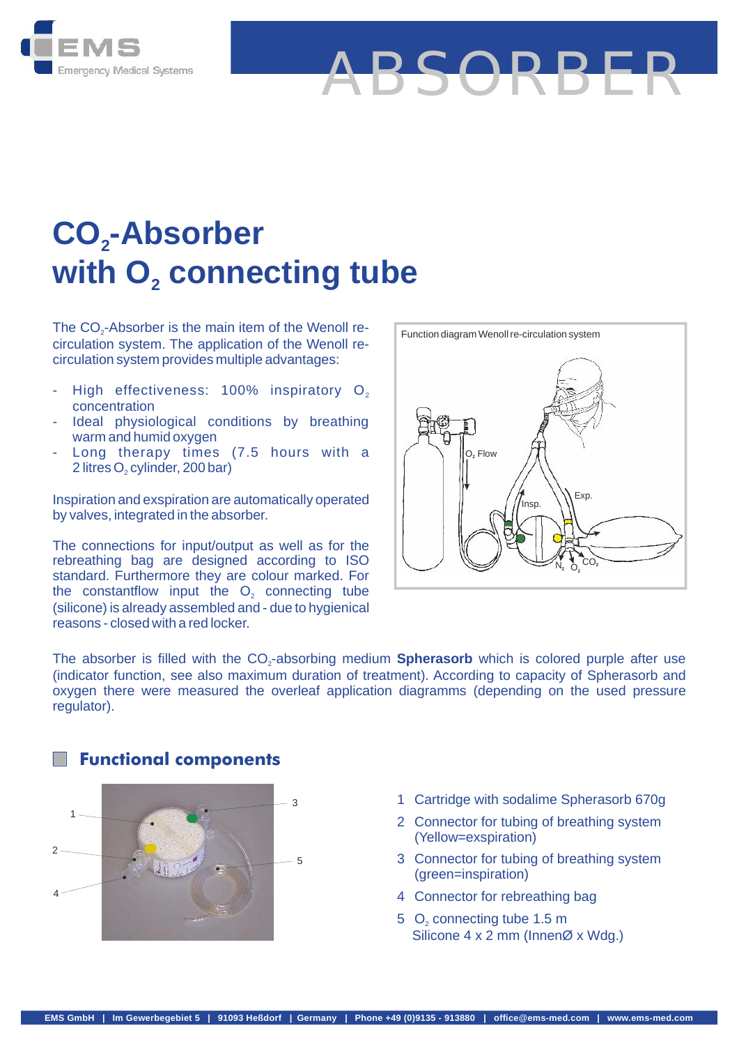# ABSORBER

# $CO_2$-Absorber with $O_2$ connecting tube

The $CO_2$-Absorber is the main item of the Wenoll re-circulation system. The application of the Wenoll re-circulation system provides multiple advantages:

- High effectiveness: 100% inspiratory $O_2$ concentration
- Ideal physiological conditions by breathing warm and humid oxygen
- Long therapy times (7.5 hours with a 2 litres $O_2$ cylinder, 200 bar)

Inspiration and exspiration are automatically operated by valves, integrated in the absorber.

The connections for input/output as well as for the rebreathing bag are designed according to ISO standard. Furthermore they are colour marked. For the constantflow input the $O_2$ connecting tube (silicone) is already assembled and - due to hygienical reasons - closed with a red locker.

Function diagram Wenoll re-circulation system

The absorber is filled with the $CO_2$-absorbing medium **Spherasorb** which is colored purple after use (indicator function, see also maximum duration of treatment). According to capacity of Spherasorb and oxygen there were measured the overleaf application diagramms (depending on the used pressure regulator).

## Functional components

1. Cartridge with sodalime Spherasorb 670g
2. Connector for tubing of breathing system (Yellow=exspiration)
3. Connector for tubing of breathing system (green=inspiration)
4. Connector for rebreathing bag
5. $O_2$ connecting tube 1.5 m
   Silicone 4 x 2 mm (InnenØ x Wdg.)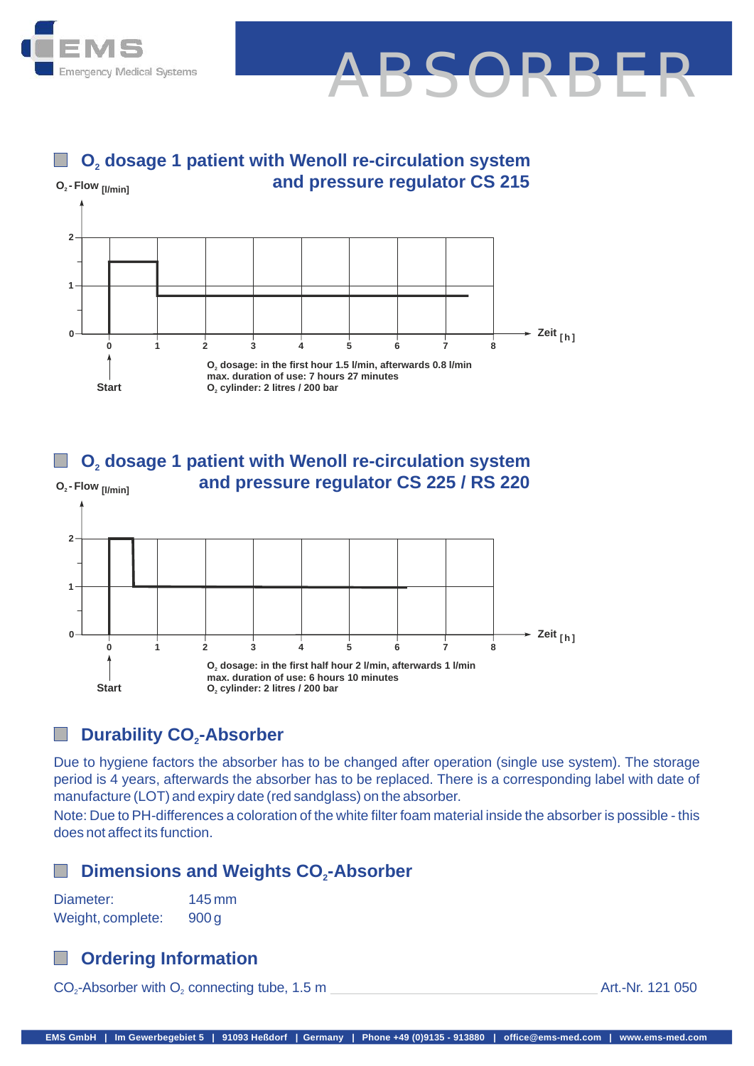# ABSORBER

## $O_2$ dosage 1 patient with Wenoll re-circulation system and pressure regulator CS 215

$O_2$ - Flow [l/min]

2
1
0

0 1 2 3 4 5 6 7 8

Zeit [h]

Start

$O_2$ dosage: in the first hour 1.5 l/min, afterwards 0.8 l/min
max. duration of use: 7 hours 27 minutes
$O_2$ cylinder: 2 litres / 200 bar

## $O_2$ dosage 1 patient with Wenoll re-circulation system and pressure regulator CS 225 / RS 220

$O_2$ - Flow [l/min]

2
1
0

0 1 2 3 4 5 6 7 8

Zeit [h]

Start

$O_2$ dosage: in the first half hour 2 l/min, afterwards 1 l/min
max. duration of use: 6 hours 10 minutes
$O_2$ cylinder: 2 litres / 200 bar

## Durability $CO_2$-Absorber

Due to hygiene factors the absorber has to be changed after operation (single use system). The storage period is 4 years, afterwards the absorber has to be replaced. There is a corresponding label with date of manufacture (LOT) and expiry date (red sandglass) on the absorber.
Note: Due to PH-differences a coloration of the white filter foam material inside the absorber is possible - this does not affect its function.

## Dimensions and Weights $CO_2$-Absorber

| | |
|---|---|
| Diameter: | 145 mm |
| Weight, complete: | 900 g |

## Ordering Information

$CO_2$-Absorber with $O_2$ connecting tube, 1.5 m ________ Art.-Nr. 121 050

EMS GmbH | Im Gewerbegebiet 5 | 91093 Heßdorf | Germany | Phone +49 (0)9135 - 913880 | office@ems-med.com | www.ems-med.com